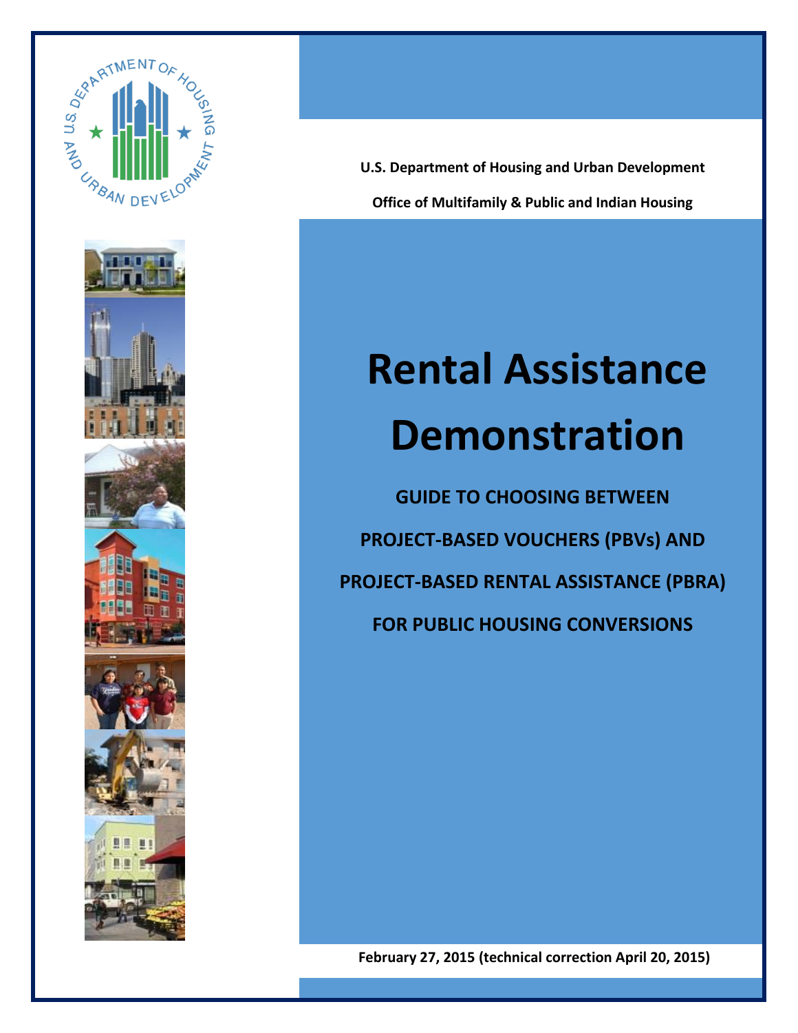U.S. Department of Housing and Urban Development

Office of Multifamily & Public and Indian Housing

# Rental Assistance Demonstration

## GUIDE TO CHOOSING BETWEEN PROJECT-BASED VOUCHERS (PBVs) AND PROJECT-BASED RENTAL ASSISTANCE (PBRA) FOR PUBLIC HOUSING CONVERSIONS

February 27, 2015 (technical correction April 20, 2015)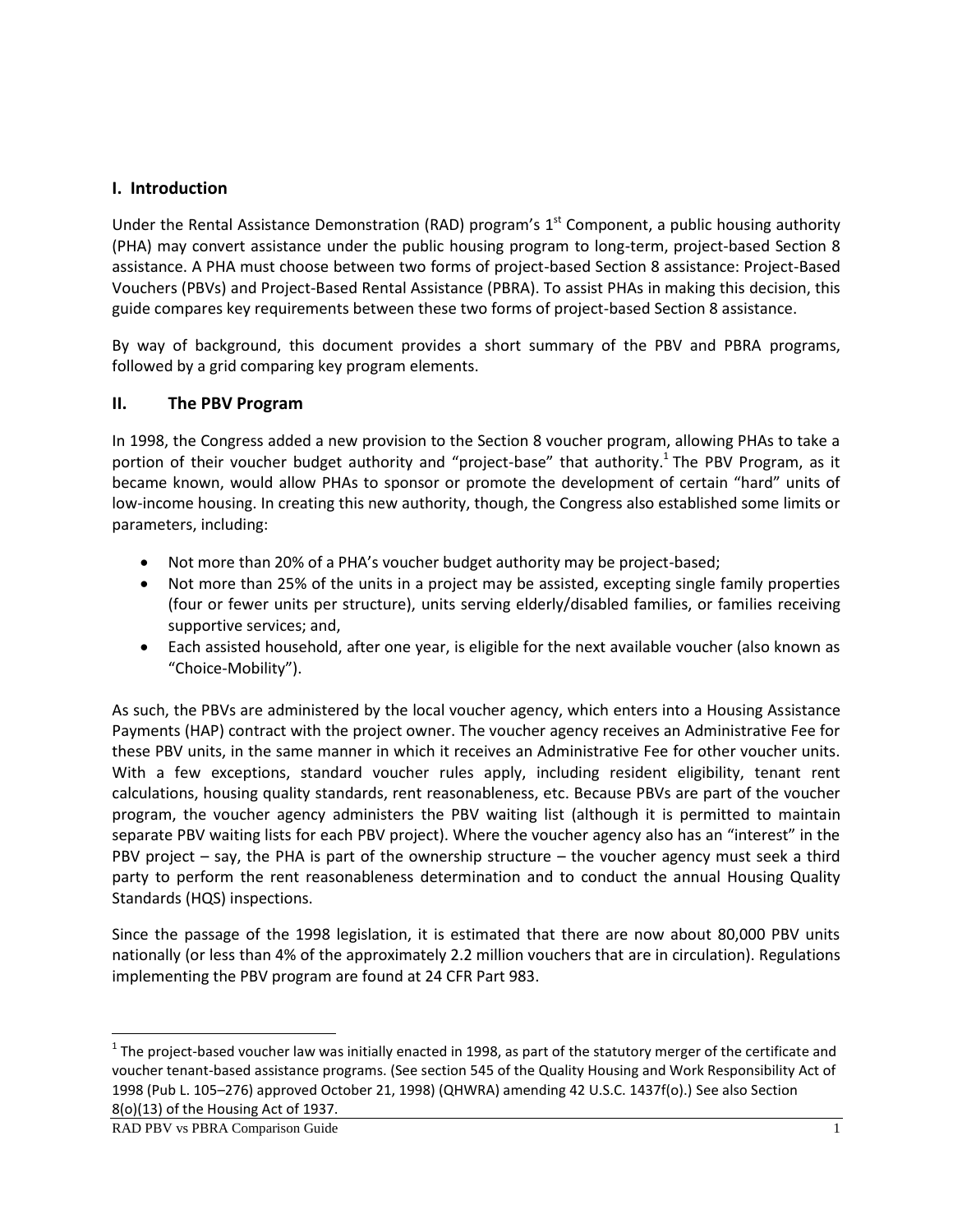## I. Introduction

Under the Rental Assistance Demonstration (RAD) program's 1st Component, a public housing authority (PHA) may convert assistance under the public housing program to long-term, project-based Section 8 assistance. A PHA must choose between two forms of project-based Section 8 assistance: Project-Based Vouchers (PBVs) and Project-Based Rental Assistance (PBRA). To assist PHAs in making this decision, this guide compares key requirements between these two forms of project-based Section 8 assistance.

By way of background, this document provides a short summary of the PBV and PBRA programs, followed by a grid comparing key program elements.

## II. The PBV Program

In 1998, the Congress added a new provision to the Section 8 voucher program, allowing PHAs to take a portion of their voucher budget authority and "project-base" that authority.[1] The PBV Program, as it became known, would allow PHAs to sponsor or promote the development of certain "hard" units of low-income housing. In creating this new authority, though, the Congress also established some limits or parameters, including:

- Not more than 20% of a PHA's voucher budget authority may be project-based;
- Not more than 25% of the units in a project may be assisted, excepting single family properties (four or fewer units per structure), units serving elderly/disabled families, or families receiving supportive services; and,
- Each assisted household, after one year, is eligible for the next available voucher (also known as "Choice-Mobility").

As such, the PBVs are administered by the local voucher agency, which enters into a Housing Assistance Payments (HAP) contract with the project owner. The voucher agency receives an Administrative Fee for these PBV units, in the same manner in which it receives an Administrative Fee for other voucher units. With a few exceptions, standard voucher rules apply, including resident eligibility, tenant rent calculations, housing quality standards, rent reasonableness, etc. Because PBVs are part of the voucher program, the voucher agency administers the PBV waiting list (although it is permitted to maintain separate PBV waiting lists for each PBV project). Where the voucher agency also has an "interest" in the PBV project – say, the PHA is part of the ownership structure – the voucher agency must seek a third party to perform the rent reasonableness determination and to conduct the annual Housing Quality Standards (HQS) inspections.

Since the passage of the 1998 legislation, it is estimated that there are now about 80,000 PBV units nationally (or less than 4% of the approximately 2.2 million vouchers that are in circulation). Regulations implementing the PBV program are found at 24 CFR Part 983.

[1] The project-based voucher law was initially enacted in 1998, as part of the statutory merger of the certificate and voucher tenant-based assistance programs. (See section 545 of the Quality Housing and Work Responsibility Act of 1998 (Pub L. 105–276) approved October 21, 1998) (QHWRA) amending 42 U.S.C. 1437f(o).) See also Section 8(o)(13) of the Housing Act of 1937.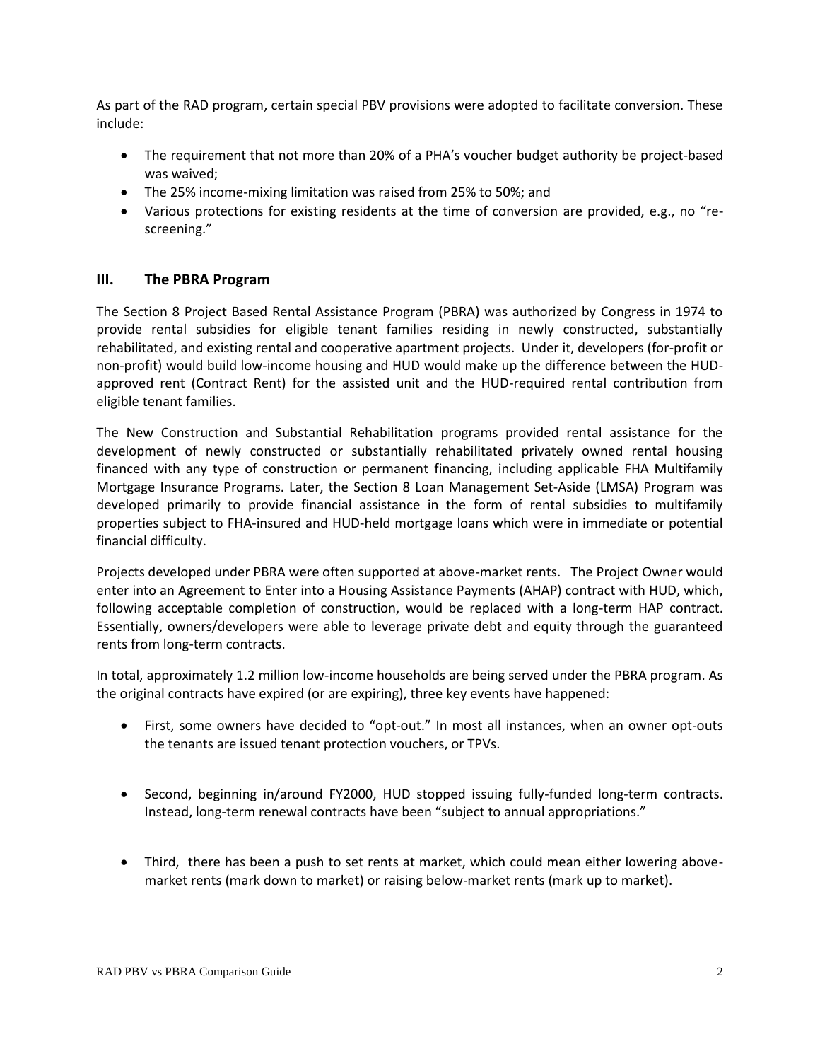As part of the RAD program, certain special PBV provisions were adopted to facilitate conversion. These include:

- The requirement that not more than 20% of a PHA's voucher budget authority be project-based was waived;
- The 25% income-mixing limitation was raised from 25% to 50%; and
- Various protections for existing residents at the time of conversion are provided, e.g., no "re-screening."

## III. The PBRA Program

The Section 8 Project Based Rental Assistance Program (PBRA) was authorized by Congress in 1974 to provide rental subsidies for eligible tenant families residing in newly constructed, substantially rehabilitated, and existing rental and cooperative apartment projects. Under it, developers (for-profit or non-profit) would build low-income housing and HUD would make up the difference between the HUD-approved rent (Contract Rent) for the assisted unit and the HUD-required rental contribution from eligible tenant families.

The New Construction and Substantial Rehabilitation programs provided rental assistance for the development of newly constructed or substantially rehabilitated privately owned rental housing financed with any type of construction or permanent financing, including applicable FHA Multifamily Mortgage Insurance Programs. Later, the Section 8 Loan Management Set-Aside (LMSA) Program was developed primarily to provide financial assistance in the form of rental subsidies to multifamily properties subject to FHA-insured and HUD-held mortgage loans which were in immediate or potential financial difficulty.

Projects developed under PBRA were often supported at above-market rents. The Project Owner would enter into an Agreement to Enter into a Housing Assistance Payments (AHAP) contract with HUD, which, following acceptable completion of construction, would be replaced with a long-term HAP contract. Essentially, owners/developers were able to leverage private debt and equity through the guaranteed rents from long-term contracts.

In total, approximately 1.2 million low-income households are being served under the PBRA program. As the original contracts have expired (or are expiring), three key events have happened:

- First, some owners have decided to "opt-out." In most all instances, when an owner opt-outs the tenants are issued tenant protection vouchers, or TPVs.
- Second, beginning in/around FY2000, HUD stopped issuing fully-funded long-term contracts. Instead, long-term renewal contracts have been "subject to annual appropriations."
- Third, there has been a push to set rents at market, which could mean either lowering above-market rents (mark down to market) or raising below-market rents (mark up to market).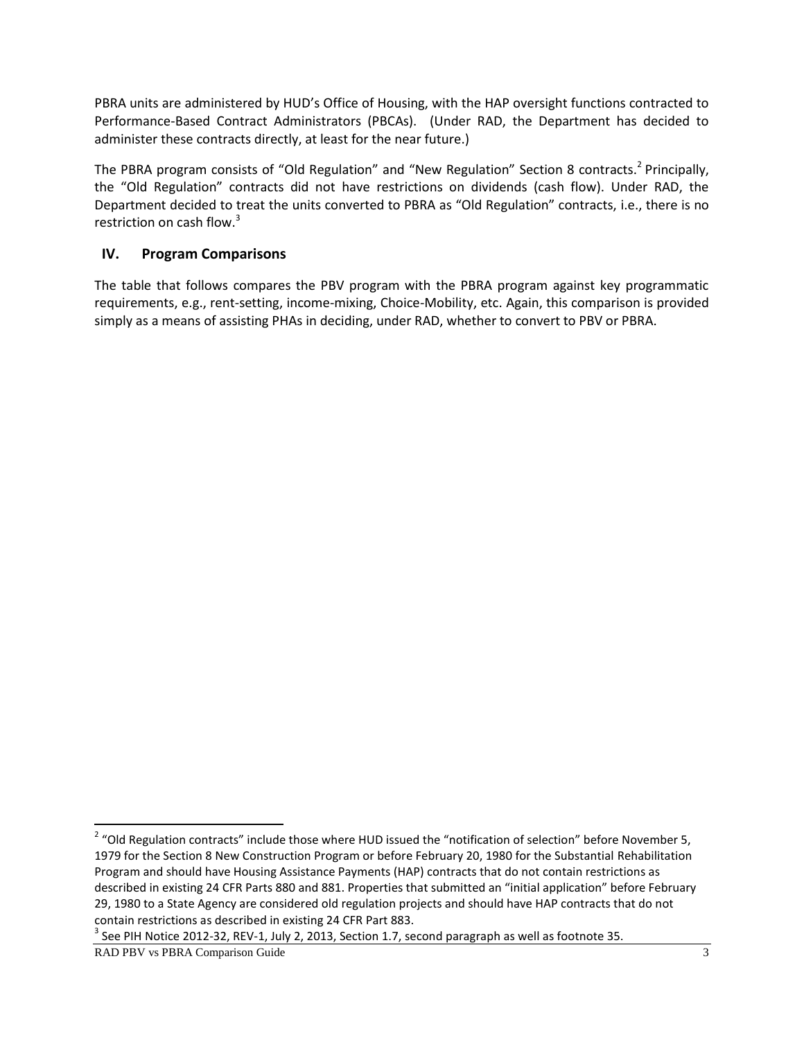PBRA units are administered by HUD's Office of Housing, with the HAP oversight functions contracted to Performance-Based Contract Administrators (PBCAs). (Under RAD, the Department has decided to administer these contracts directly, at least for the near future.)

The PBRA program consists of "Old Regulation" and "New Regulation" Section 8 contracts.[2] Principally, the "Old Regulation" contracts did not have restrictions on dividends (cash flow). Under RAD, the Department decided to treat the units converted to PBRA as "Old Regulation" contracts, i.e., there is no restriction on cash flow.[3]

## IV. Program Comparisons

The table that follows compares the PBV program with the PBRA program against key programmatic requirements, e.g., rent-setting, income-mixing, Choice-Mobility, etc. Again, this comparison is provided simply as a means of assisting PHAs in deciding, under RAD, whether to convert to PBV or PBRA.

---

[2] "Old Regulation contracts" include those where HUD issued the "notification of selection" before November 5, 1979 for the Section 8 New Construction Program or before February 20, 1980 for the Substantial Rehabilitation Program and should have Housing Assistance Payments (HAP) contracts that do not contain restrictions as described in existing 24 CFR Parts 880 and 881. Properties that submitted an "initial application" before February 29, 1980 to a State Agency are considered old regulation projects and should have HAP contracts that do not contain restrictions as described in existing 24 CFR Part 883.

[3] See PIH Notice 2012-32, REV-1, July 2, 2013, Section 1.7, second paragraph as well as footnote 35.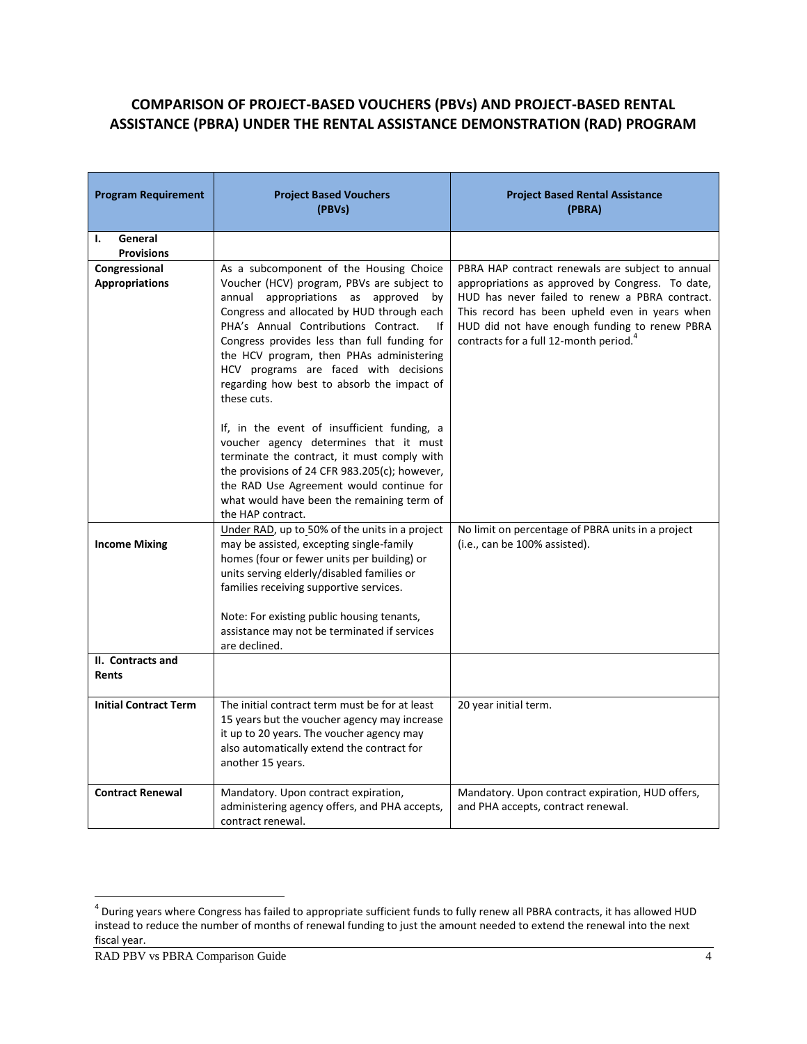## COMPARISON OF PROJECT-BASED VOUCHERS (PBVs) AND PROJECT-BASED RENTAL ASSISTANCE (PBRA) UNDER THE RENTAL ASSISTANCE DEMONSTRATION (RAD) PROGRAM

| Program Requirement | Project Based Vouchers (PBVs) | Project Based Rental Assistance (PBRA) |
|---|---|---|
| **I. General Provisions** | | |
| **Congressional Appropriations** | As a subcomponent of the Housing Choice Voucher (HCV) program, PBVs are subject to annual appropriations as approved by Congress and allocated by HUD through each PHA's Annual Contributions Contract. If Congress provides less than full funding for the HCV program, then PHAs administering HCV programs are faced with decisions regarding how best to absorb the impact of these cuts.<br><br>If, in the event of insufficient funding, a voucher agency determines that it must terminate the contract, it must comply with the provisions of 24 CFR 983.205(c); however, the RAD Use Agreement would continue for what would have been the remaining term of the HAP contract. | PBRA HAP contract renewals are subject to annual appropriations as approved by Congress. To date, HUD has never failed to renew a PBRA contract. This record has been upheld even in years when HUD did not have enough funding to renew PBRA contracts for a full 12-month period.[4] |
| **Income Mixing** | Under RAD, up to 50% of the units in a project may be assisted, excepting single-family homes (four or fewer units per building) or units serving elderly/disabled families or families receiving supportive services.<br><br>Note: For existing public housing tenants, assistance may not be terminated if services are declined. | No limit on percentage of PBRA units in a project (i.e., can be 100% assisted). |
| **II. Contracts and Rents** | | |
| **Initial Contract Term** | The initial contract term must be for at least 15 years but the voucher agency may increase it up to 20 years. The voucher agency may also automatically extend the contract for another 15 years. | 20 year initial term. |
| **Contract Renewal** | Mandatory. Upon contract expiration, administering agency offers, and PHA accepts, contract renewal. | Mandatory. Upon contract expiration, HUD offers, and PHA accepts, contract renewal. |

[4] During years where Congress has failed to appropriate sufficient funds to fully renew all PBRA contracts, it has allowed HUD instead to reduce the number of months of renewal funding to just the amount needed to extend the renewal into the next fiscal year.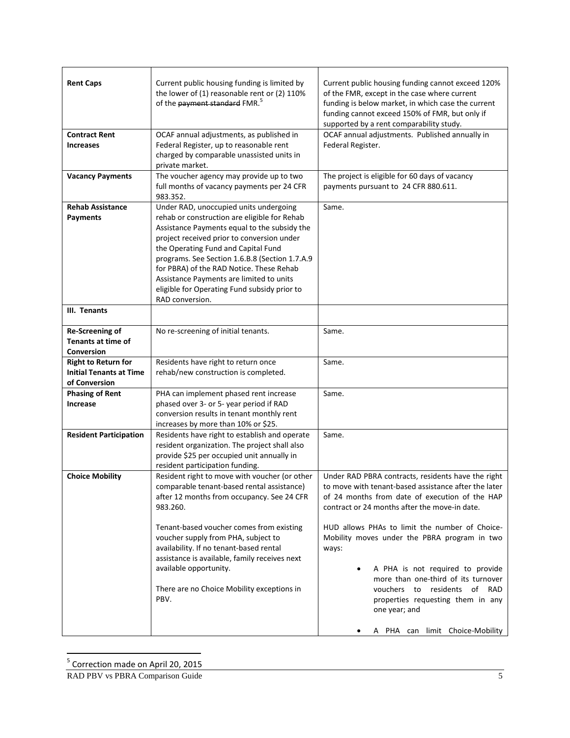| **Rent Caps** | Current public housing funding is limited by the lower of (1) reasonable rent or (2) 110% of the ~~payment standard~~ FMR.[5] | Current public housing funding cannot exceed 120% of the FMR, except in the case where current funding is below market, in which case the current funding cannot exceed 150% of FMR, but only if supported by a rent comparability study. |
|---|---|---|
| **Contract Rent Increases** | OCAF annual adjustments, as published in Federal Register, up to reasonable rent charged by comparable unassisted units in private market. | OCAF annual adjustments. Published annually in Federal Register. |
| **Vacancy Payments** | The voucher agency may provide up to two full months of vacancy payments per 24 CFR 983.352. | The project is eligible for 60 days of vacancy payments pursuant to 24 CFR 880.611. |
| **Rehab Assistance Payments** | Under RAD, unoccupied units undergoing rehab or construction are eligible for Rehab Assistance Payments equal to the subsidy the project received prior to conversion under the Operating Fund and Capital Fund programs. See Section 1.6.B.8 (Section 1.7.A.9 for PBRA) of the RAD Notice. These Rehab Assistance Payments are limited to units eligible for Operating Fund subsidy prior to RAD conversion. | Same. |
| **III. Tenants** | | |
| **Re-Screening of Tenants at time of Conversion** | No re-screening of initial tenants. | Same. |
| **Right to Return for Initial Tenants at Time of Conversion** | Residents have right to return once rehab/new construction is completed. | Same. |
| **Phasing of Rent Increase** | PHA can implement phased rent increase phased over 3- or 5- year period if RAD conversion results in tenant monthly rent increases by more than 10% or $25. | Same. |
| **Resident Participation** | Residents have right to establish and operate resident organization. The project shall also provide $25 per occupied unit annually in resident participation funding. | Same. |
| **Choice Mobility** | Resident right to move with voucher (or other comparable tenant-based rental assistance) after 12 months from occupancy. See 24 CFR 983.260.<br><br>Tenant-based voucher comes from existing voucher supply from PHA, subject to availability. If no tenant-based rental assistance is available, family receives next available opportunity.<br><br>There are no Choice Mobility exceptions in PBV. | Under RAD PBRA contracts, residents have the right to move with tenant-based assistance after the later of 24 months from date of execution of the HAP contract or 24 months after the move-in date.<br><br>HUD allows PHAs to limit the number of Choice-Mobility moves under the PBRA program in two ways:<br><br>• A PHA is not required to provide more than one-third of its turnover vouchers to residents of RAD properties requesting them in any one year; and<br><br>• A PHA can limit Choice-Mobility |

[5] Correction made on April 20, 2015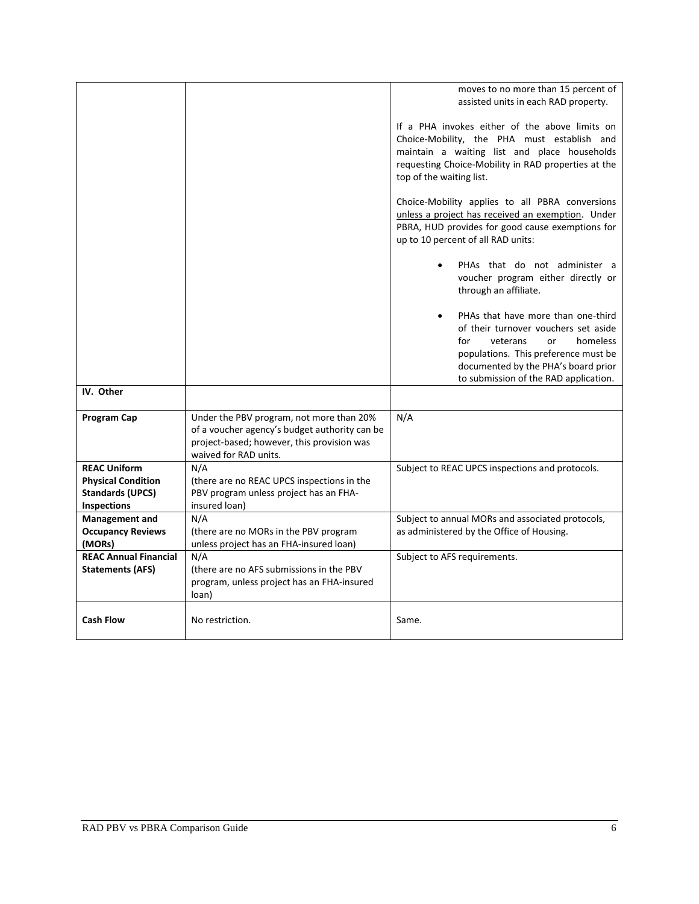| | | |
|---|---|---|
| | | moves to no more than 15 percent of assisted units in each RAD property.<br><br>If a PHA invokes either of the above limits on Choice-Mobility, the PHA must establish and maintain a waiting list and place households requesting Choice-Mobility in RAD properties at the top of the waiting list.<br><br>Choice-Mobility applies to all PBRA conversions unless a project has received an exemption. Under PBRA, HUD provides for good cause exemptions for up to 10 percent of all RAD units:<br><br>• PHAs that do not administer a voucher program either directly or through an affiliate.<br><br>• PHAs that have more than one-third of their turnover vouchers set aside for veterans or homeless populations. This preference must be documented by the PHA's board prior to submission of the RAD application. |
| **IV. Other** | | |
| **Program Cap** | Under the PBV program, not more than 20% of a voucher agency's budget authority can be project-based; however, this provision was waived for RAD units. | N/A |
| **REAC Uniform Physical Condition Standards (UPCS) Inspections** | N/A<br>(there are no REAC UPCS inspections in the PBV program unless project has an FHA-insured loan) | Subject to REAC UPCS inspections and protocols. |
| **Management and Occupancy Reviews (MORs)** | N/A<br>(there are no MORs in the PBV program unless project has an FHA-insured loan) | Subject to annual MORs and associated protocols, as administered by the Office of Housing. |
| **REAC Annual Financial Statements (AFS)** | N/A<br>(there are no AFS submissions in the PBV program, unless project has an FHA-insured loan) | Subject to AFS requirements. |
| **Cash Flow** | No restriction. | Same. |